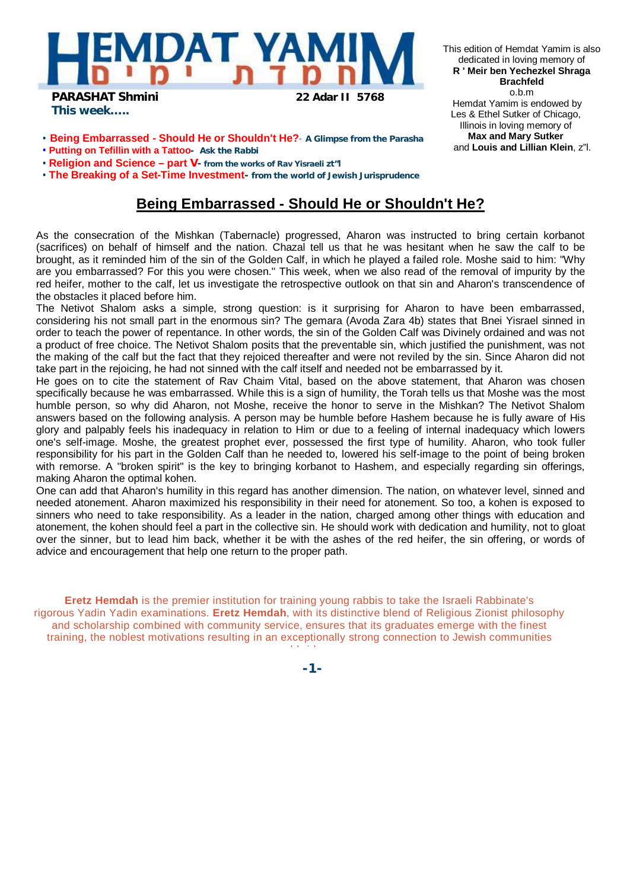# HEMDAT YAMIM
חמדת ימים

**PARASHAT Shmini** **22 Adar II 5768**

**This week.....**

This edition of Hemdat Yamim is also dedicated in loving memory of **R ' Meir ben Yechezkel Shraga Brachfeld** o.b.m

Hemdat Yamim is endowed by Les & Ethel Sutker of Chicago, Illinois in loving memory of **Max and Mary Sutker** and **Louis and Lillian Klein**, z"l.

- **Being Embarrassed - Should He or Shouldn't He?**- **A Glimpse from the Parasha**
- **Putting on Tefillin with a Tattoo**- **Ask the Rabbi**
- **Religion and Science – part V**- **from the works of Rav Yisraeli zt"l**
- **The Breaking of a Set-Time Investment**- **from the world of Jewish Jurisprudence**

## Being Embarrassed - Should He or Shouldn't He?

As the consecration of the Mishkan (Tabernacle) progressed, Aharon was instructed to bring certain korbanot (sacrifices) on behalf of himself and the nation. Chazal tell us that he was hesitant when he saw the calf to be brought, as it reminded him of the sin of the Golden Calf, in which he played a failed role. Moshe said to him: "Why are you embarrassed? For this you were chosen." This week, when we also read of the removal of impurity by the red heifer, mother to the calf, let us investigate the retrospective outlook on that sin and Aharon's transcendence of the obstacles it placed before him.

The Netivot Shalom asks a simple, strong question: is it surprising for Aharon to have been embarrassed, considering his not small part in the enormous sin? The gemara (Avoda Zara 4b) states that Bnei Yisrael sinned in order to teach the power of repentance. In other words, the sin of the Golden Calf was Divinely ordained and was not a product of free choice. The Netivot Shalom posits that the preventable sin, which justified the punishment, was not the making of the calf but the fact that they rejoiced thereafter and were not reviled by the sin. Since Aharon did not take part in the rejoicing, he had not sinned with the calf itself and needed not be embarrassed by it.

He goes on to cite the statement of Rav Chaim Vital, based on the above statement, that Aharon was chosen specifically because he was embarrassed. While this is a sign of humility, the Torah tells us that Moshe was the most humble person, so why did Aharon, not Moshe, receive the honor to serve in the Mishkan? The Netivot Shalom answers based on the following analysis. A person may be humble before Hashem because he is fully aware of His glory and palpably feels his inadequacy in relation to Him or due to a feeling of internal inadequacy which lowers one's self-image. Moshe, the greatest prophet ever, possessed the first type of humility. Aharon, who took fuller responsibility for his part in the Golden Calf than he needed to, lowered his self-image to the point of being broken with remorse. A "broken spirit" is the key to bringing korbanot to Hashem, and especially regarding sin offerings, making Aharon the optimal kohen.

One can add that Aharon's humility in this regard has another dimension. The nation, on whatever level, sinned and needed atonement. Aharon maximized his responsibility in their need for atonement. So too, a kohen is exposed to sinners who need to take responsibility. As a leader in the nation, charged among other things with education and atonement, the kohen should feel a part in the collective sin. He should work with dedication and humility, not to gloat over the sinner, but to lead him back, whether it be with the ashes of the red heifer, the sin offering, or words of advice and encouragement that help one return to the proper path.

**Eretz Hemdah** is the premier institution for training young rabbis to take the Israeli Rabbinate's rigorous Yadin Yadin examinations. **Eretz Hemdah**, with its distinctive blend of Religious Zionist philosophy and scholarship combined with community service, ensures that its graduates emerge with the finest training, the noblest motivations resulting in an exceptionally strong connection to Jewish communities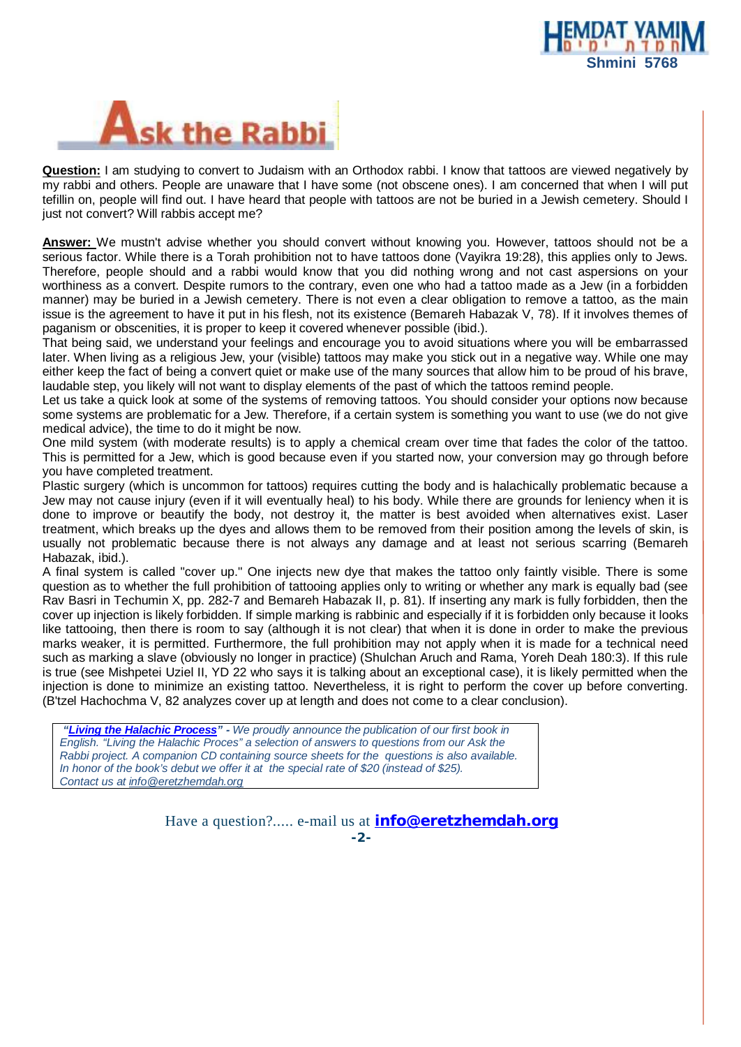# Ask the Rabbi

**Question:** I am studying to convert to Judaism with an Orthodox rabbi. I know that tattoos are viewed negatively by my rabbi and others. People are unaware that I have some (not obscene ones). I am concerned that when I will put tefillin on, people will find out. I have heard that people with tattoos are not be buried in a Jewish cemetery. Should I just not convert? Will rabbis accept me?

**Answer:** We mustn't advise whether you should convert without knowing you. However, tattoos should not be a serious factor. While there is a Torah prohibition not to have tattoos done (Vayikra 19:28), this applies only to Jews. Therefore, people should and a rabbi would know that you did nothing wrong and not cast aspersions on your worthiness as a convert. Despite rumors to the contrary, even one who had a tattoo made as a Jew (in a forbidden manner) may be buried in a Jewish cemetery. There is not even a clear obligation to remove a tattoo, as the main issue is the agreement to have it put in his flesh, not its existence (Bemareh Habazak V, 78). If it involves themes of paganism or obscenities, it is proper to keep it covered whenever possible (ibid.).

That being said, we understand your feelings and encourage you to avoid situations where you will be embarrassed later. When living as a religious Jew, your (visible) tattoos may make you stick out in a negative way. While one may either keep the fact of being a convert quiet or make use of the many sources that allow him to be proud of his brave, laudable step, you likely will not want to display elements of the past of which the tattoos remind people.

Let us take a quick look at some of the systems of removing tattoos. You should consider your options now because some systems are problematic for a Jew. Therefore, if a certain system is something you want to use (we do not give medical advice), the time to do it might be now.

One mild system (with moderate results) is to apply a chemical cream over time that fades the color of the tattoo. This is permitted for a Jew, which is good because even if you started now, your conversion may go through before you have completed treatment.

Plastic surgery (which is uncommon for tattoos) requires cutting the body and is halachically problematic because a Jew may not cause injury (even if it will eventually heal) to his body. While there are grounds for leniency when it is done to improve or beautify the body, not destroy it, the matter is best avoided when alternatives exist. Laser treatment, which breaks up the dyes and allows them to be removed from their position among the levels of skin, is usually not problematic because there is not always any damage and at least not serious scarring (Bemareh Habazak, ibid.).

A final system is called "cover up." One injects new dye that makes the tattoo only faintly visible. There is some question as to whether the full prohibition of tattooing applies only to writing or whether any mark is equally bad (see Rav Basri in Techumin X, pp. 282-7 and Bemareh Habazak II, p. 81). If inserting any mark is fully forbidden, then the cover up injection is likely forbidden. If simple marking is rabbinic and especially if it is forbidden only because it looks like tattooing, then there is room to say (although it is not clear) that when it is done in order to make the previous marks weaker, it is permitted. Furthermore, the full prohibition may not apply when it is made for a technical need such as marking a slave (obviously no longer in practice) (Shulchan Aruch and Rama, Yoreh Deah 180:3). If this rule is true (see Mishpetei Uziel II, YD 22 who says it is talking about an exceptional case), it is likely permitted when the injection is done to minimize an existing tattoo. Nevertheless, it is right to perform the cover up before converting. (B'tzel Hachochma V, 82 analyzes cover up at length and does not come to a clear conclusion).

> ***"Living the Halachic Process"** - We proudly announce the publication of our first book in English. "Living the Halachic Proces" a selection of answers to questions from our Ask the Rabbi project. A companion CD containing source sheets for the questions is also available. In honor of the book's debut we offer it at the special rate of $20 (instead of $25). Contact us at info@eretzhemdah.org*

Have a question?..... e-mail us at **info@eretzhemdah.org**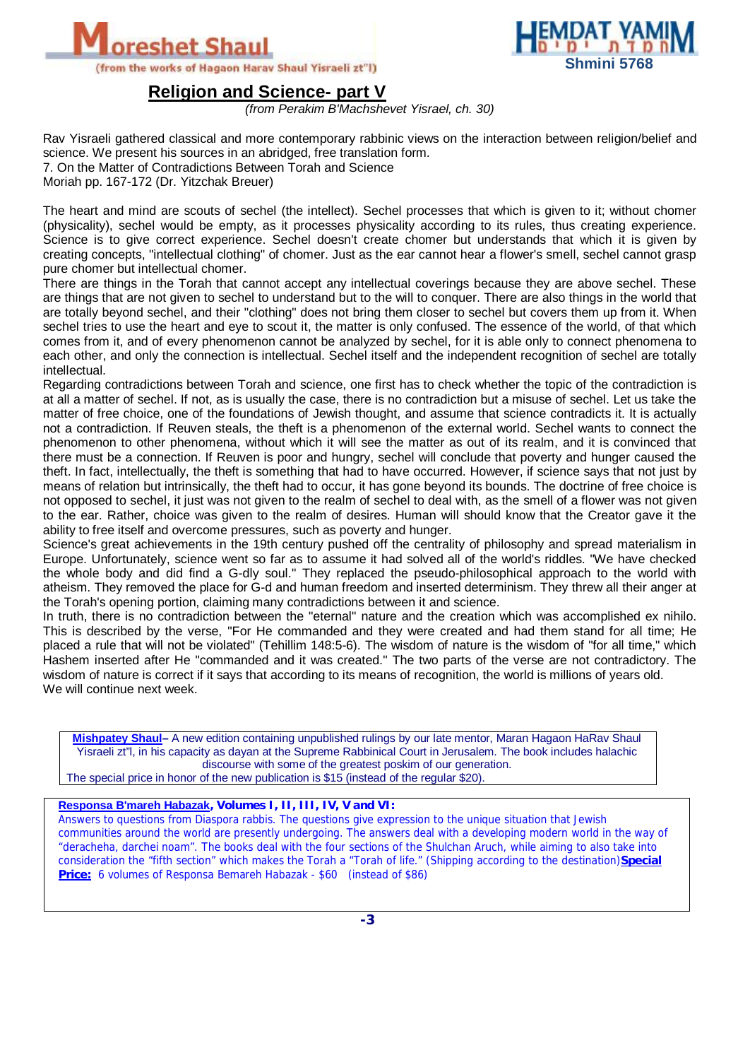# Religion and Science- part V

*(from Perakim B'Machshevet Yisrael, ch. 30)*

Rav Yisraeli gathered classical and more contemporary rabbinic views on the interaction between religion/belief and science. We present his sources in an abridged, free translation form.

7. On the Matter of Contradictions Between Torah and Science
Moriah pp. 167-172 (Dr. Yitzchak Breuer)

The heart and mind are scouts of sechel (the intellect). Sechel processes that which is given to it; without chomer (physicality), sechel would be empty, as it processes physicality according to its rules, thus creating experience. Science is to give correct experience. Sechel doesn't create chomer but understands that which it is given by creating concepts, "intellectual clothing" of chomer. Just as the ear cannot hear a flower's smell, sechel cannot grasp pure chomer but intellectual chomer.

There are things in the Torah that cannot accept any intellectual coverings because they are above sechel. These are things that are not given to sechel to understand but to the will to conquer. There are also things in the world that are totally beyond sechel, and their "clothing" does not bring them closer to sechel but covers them up from it. When sechel tries to use the heart and eye to scout it, the matter is only confused. The essence of the world, of that which comes from it, and of every phenomenon cannot be analyzed by sechel, for it is able only to connect phenomena to each other, and only the connection is intellectual. Sechel itself and the independent recognition of sechel are totally intellectual.

Regarding contradictions between Torah and science, one first has to check whether the topic of the contradiction is at all a matter of sechel. If not, as is usually the case, there is no contradiction but a misuse of sechel. Let us take the matter of free choice, one of the foundations of Jewish thought, and assume that science contradicts it. It is actually not a contradiction. If Reuven steals, the theft is a phenomenon of the external world. Sechel wants to connect the phenomenon to other phenomena, without which it will see the matter as out of its realm, and it is convinced that there must be a connection. If Reuven is poor and hungry, sechel will conclude that poverty and hunger caused the theft. In fact, intellectually, the theft is something that had to have occurred. However, if science says that not just by means of relation but intrinsically, the theft had to occur, it has gone beyond its bounds. The doctrine of free choice is not opposed to sechel, it just was not given to the realm of sechel to deal with, as the smell of a flower was not given to the ear. Rather, choice was given to the realm of desires. Human will should know that the Creator gave it the ability to free itself and overcome pressures, such as poverty and hunger.

Science's great achievements in the 19th century pushed off the centrality of philosophy and spread materialism in Europe. Unfortunately, science went so far as to assume it had solved all of the world's riddles. "We have checked the whole body and did find a G-dly soul." They replaced the pseudo-philosophical approach to the world with atheism. They removed the place for G-d and human freedom and inserted determinism. They threw all their anger at the Torah's opening portion, claiming many contradictions between it and science.

In truth, there is no contradiction between the "eternal" nature and the creation which was accomplished ex nihilo. This is described by the verse, "For He commanded and they were created and had them stand for all time; He placed a rule that will not be violated" (Tehillim 148:5-6). The wisdom of nature is the wisdom of "for all time," which Hashem inserted after He "commanded and it was created." The two parts of the verse are not contradictory. The wisdom of nature is correct if it says that according to its means of recognition, the world is millions of years old.
We will continue next week.

---

**Mishpatey Shaul**– A new edition containing unpublished rulings by our late mentor, Maran Hagaon HaRav Shaul Yisraeli zt"l, in his capacity as dayan at the Supreme Rabbinical Court in Jerusalem. The book includes halachic discourse with some of the greatest poskim of our generation.
The special price in honor of the new publication is $15 (instead of the regular $20).

---

**Responsa B'mareh Habazak, Volumes I, II, III, IV, V and VI:**
Answers to questions from Diaspora rabbis. The questions give expression to the unique situation that Jewish communities around the world are presently undergoing. The answers deal with a developing modern world in the way of "deracheha, darchei noam". The books deal with the four sections of the Shulchan Aruch, while aiming to also take into consideration the "fifth section" which makes the Torah a "Torah of life." (Shipping according to the destination) **Special Price:** 6 volumes of Responsa Bemareh Habazak - $60 (instead of $86)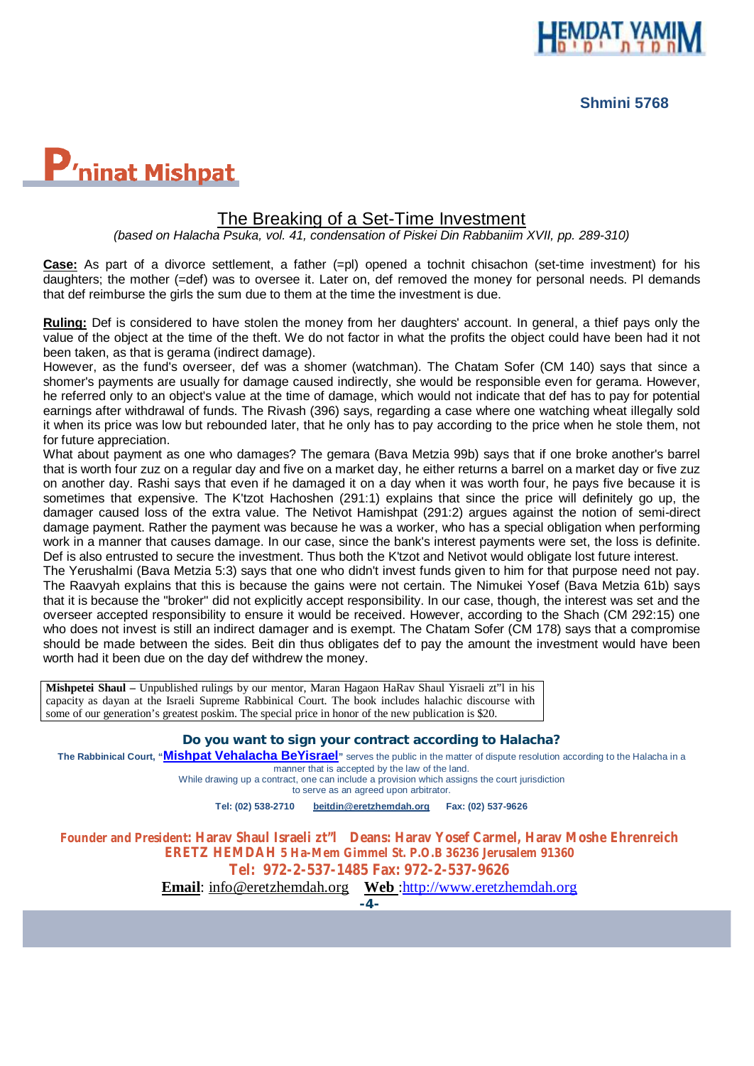Shmini 5768

# P'ninat Mishpat

## The Breaking of a Set-Time Investment

*(based on Halacha Psuka, vol. 41, condensation of Piskei Din Rabbaniim XVII, pp. 289-310)*

**Case:** As part of a divorce settlement, a father (=pl) opened a tochnit chisachon (set-time investment) for his daughters; the mother (=def) was to oversee it. Later on, def removed the money for personal needs. Pl demands that def reimburse the girls the sum due to them at the time the investment is due.

**Ruling:** Def is considered to have stolen the money from her daughters' account. In general, a thief pays only the value of the object at the time of the theft. We do not factor in what the profits the object could have been had it not been taken, as that is gerama (indirect damage).

However, as the fund's overseer, def was a shomer (watchman). The Chatam Sofer (CM 140) says that since a shomer's payments are usually for damage caused indirectly, she would be responsible even for gerama. However, he referred only to an object's value at the time of damage, which would not indicate that def has to pay for potential earnings after withdrawal of funds. The Rivash (396) says, regarding a case where one watching wheat illegally sold it when its price was low but rebounded later, that he only has to pay according to the price when he stole them, not for future appreciation.

What about payment as one who damages? The gemara (Bava Metzia 99b) says that if one broke another's barrel that is worth four zuz on a regular day and five on a market day, he either returns a barrel on a market day or five zuz on another day. Rashi says that even if he damaged it on a day when it was worth four, he pays five because it is sometimes that expensive. The K'tzot Hachoshen (291:1) explains that since the price will definitely go up, the damager caused loss of the extra value. The Netivot Hamishpat (291:2) argues against the notion of semi-direct damage payment. Rather the payment was because he was a worker, who has a special obligation when performing work in a manner that causes damage. In our case, since the bank's interest payments were set, the loss is definite. Def is also entrusted to secure the investment. Thus both the K'tzot and Netivot would obligate lost future interest.

The Yerushalmi (Bava Metzia 5:3) says that one who didn't invest funds given to him for that purpose need not pay. The Raavyah explains that this is because the gains were not certain. The Nimukei Yosef (Bava Metzia 61b) says that it is because the "broker" did not explicitly accept responsibility. In our case, though, the interest was set and the overseer accepted responsibility to ensure it would be received. However, according to the Shach (CM 292:15) one who does not invest is still an indirect damager and is exempt. The Chatam Sofer (CM 178) says that a compromise should be made between the sides. Beit din thus obligates def to pay the amount the investment would have been worth had it been due on the day def withdrew the money.

**Mishpetei Shaul** – Unpublished rulings by our mentor, Maran Hagaon HaRav Shaul Yisraeli zt"l in his capacity as dayan at the Israeli Supreme Rabbinical Court. The book includes halachic discourse with some of our generation's greatest poskim. The special price in honor of the new publication is $20.

**Do you want to sign your contract according to Halacha?**

The Rabbinical Court, "**Mishpat Vehalacha BeYisrael**" serves the public in the matter of dispute resolution according to the Halacha in a manner that is accepted by the law of the land.
While drawing up a contract, one can include a provision which assigns the court jurisdiction to serve as an agreed upon arbitrator.

**Tel: (02) 538-2710** **beitdin@eretzhemdah.org** **Fax: (02) 537-9626**

**Founder and President: Harav Shaul Israeli zt"l Deans: Harav Yosef Carmel, Harav Moshe Ehrenreich**
**ERETZ HEMDAH 5 Ha-Mem Gimmel St. P.O.B 36236 Jerusalem 91360**
**Tel: 972-2-537-1485 Fax: 972-2-537-9626**
**Email**: info@eretzhemdah.org **Web** :http://www.eretzhemdah.org